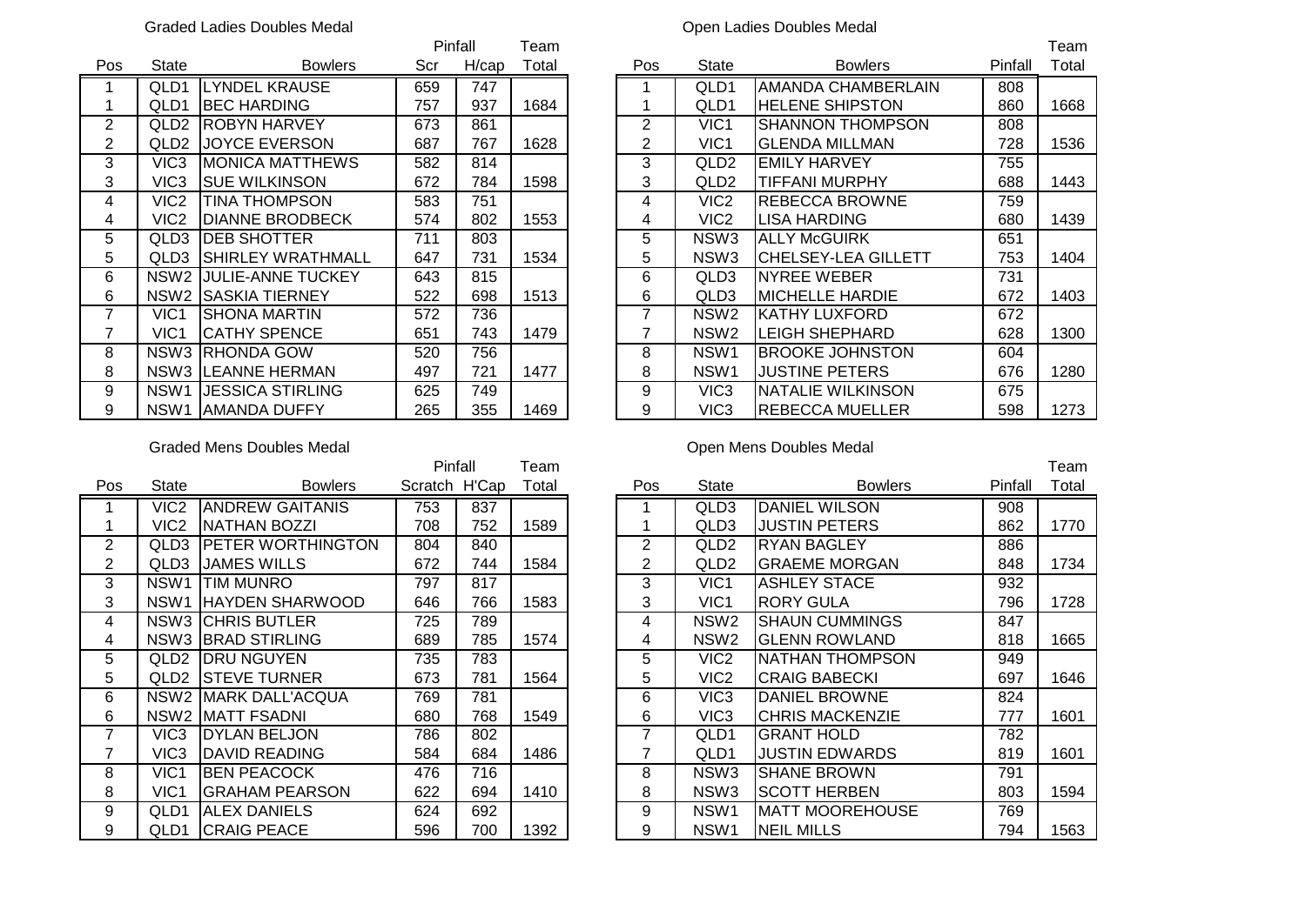## Graded Ladies Doubles Medal

| Pos | State | Bowlers | Pinfall Scr | Pinfall H/cap | Team Total |
|---|---|---|---|---|---|
| 1 | QLD1 | LYNDEL KRAUSE | 659 | 747 | |
| 1 | QLD1 | BEC HARDING | 757 | 937 | 1684 |
| 2 | QLD2 | ROBYN HARVEY | 673 | 861 | |
| 2 | QLD2 | JOYCE EVERSON | 687 | 767 | 1628 |
| 3 | VIC3 | MONICA MATTHEWS | 582 | 814 | |
| 3 | VIC3 | SUE WILKINSON | 672 | 784 | 1598 |
| 4 | VIC2 | TINA THOMPSON | 583 | 751 | |
| 4 | VIC2 | DIANNE BRODBECK | 574 | 802 | 1553 |
| 5 | QLD3 | DEB SHOTTER | 711 | 803 | |
| 5 | QLD3 | SHIRLEY WRATHMALL | 647 | 731 | 1534 |
| 6 | NSW2 | JULIE-ANNE TUCKEY | 643 | 815 | |
| 6 | NSW2 | SASKIA TIERNEY | 522 | 698 | 1513 |
| 7 | VIC1 | SHONA MARTIN | 572 | 736 | |
| 7 | VIC1 | CATHY SPENCE | 651 | 743 | 1479 |
| 8 | NSW3 | RHONDA GOW | 520 | 756 | |
| 8 | NSW3 | LEANNE HERMAN | 497 | 721 | 1477 |
| 9 | NSW1 | JESSICA STIRLING | 625 | 749 | |
| 9 | NSW1 | AMANDA DUFFY | 265 | 355 | 1469 |

## Open Ladies Doubles Medal

| Pos | State | Bowlers | Pinfall | Team Total |
|---|---|---|---|---|
| 1 | QLD1 | AMANDA CHAMBERLAIN | 808 | |
| 1 | QLD1 | HELENE SHIPSTON | 860 | 1668 |
| 2 | VIC1 | SHANNON THOMPSON | 808 | |
| 2 | VIC1 | GLENDA MILLMAN | 728 | 1536 |
| 3 | QLD2 | EMILY HARVEY | 755 | |
| 3 | QLD2 | TIFFANI MURPHY | 688 | 1443 |
| 4 | VIC2 | REBECCA BROWNE | 759 | |
| 4 | VIC2 | LISA HARDING | 680 | 1439 |
| 5 | NSW3 | ALLY McGUIRK | 651 | |
| 5 | NSW3 | CHELSEY-LEA GILLETT | 753 | 1404 |
| 6 | QLD3 | NYREE WEBER | 731 | |
| 6 | QLD3 | MICHELLE HARDIE | 672 | 1403 |
| 7 | NSW2 | KATHY LUXFORD | 672 | |
| 7 | NSW2 | LEIGH SHEPHARD | 628 | 1300 |
| 8 | NSW1 | BROOKE JOHNSTON | 604 | |
| 8 | NSW1 | JUSTINE PETERS | 676 | 1280 |
| 9 | VIC3 | NATALIE WILKINSON | 675 | |
| 9 | VIC3 | REBECCA MUELLER | 598 | 1273 |

## Graded Mens Doubles Medal

| Pos | State | Bowlers | Pinfall Scratch | Pinfall H'Cap | Team Total |
|---|---|---|---|---|---|
| 1 | VIC2 | ANDREW GAITANIS | 753 | 837 | |
| 1 | VIC2 | NATHAN BOZZI | 708 | 752 | 1589 |
| 2 | QLD3 | PETER WORTHINGTON | 804 | 840 | |
| 2 | QLD3 | JAMES WILLS | 672 | 744 | 1584 |
| 3 | NSW1 | TIM MUNRO | 797 | 817 | |
| 3 | NSW1 | HAYDEN SHARWOOD | 646 | 766 | 1583 |
| 4 | NSW3 | CHRIS BUTLER | 725 | 789 | |
| 4 | NSW3 | BRAD STIRLING | 689 | 785 | 1574 |
| 5 | QLD2 | DRU NGUYEN | 735 | 783 | |
| 5 | QLD2 | STEVE TURNER | 673 | 781 | 1564 |
| 6 | NSW2 | MARK DALL'ACQUA | 769 | 781 | |
| 6 | NSW2 | MATT FSADNI | 680 | 768 | 1549 |
| 7 | VIC3 | DYLAN BELJON | 786 | 802 | |
| 7 | VIC3 | DAVID READING | 584 | 684 | 1486 |
| 8 | VIC1 | BEN PEACOCK | 476 | 716 | |
| 8 | VIC1 | GRAHAM PEARSON | 622 | 694 | 1410 |
| 9 | QLD1 | ALEX DANIELS | 624 | 692 | |
| 9 | QLD1 | CRAIG PEACE | 596 | 700 | 1392 |

## Open Mens Doubles Medal

| Pos | State | Bowlers | Pinfall | Team Total |
|---|---|---|---|---|
| 1 | QLD3 | DANIEL WILSON | 908 | |
| 1 | QLD3 | JUSTIN PETERS | 862 | 1770 |
| 2 | QLD2 | RYAN BAGLEY | 886 | |
| 2 | QLD2 | GRAEME MORGAN | 848 | 1734 |
| 3 | VIC1 | ASHLEY STACE | 932 | |
| 3 | VIC1 | RORY GULA | 796 | 1728 |
| 4 | NSW2 | SHAUN CUMMINGS | 847 | |
| 4 | NSW2 | GLENN ROWLAND | 818 | 1665 |
| 5 | VIC2 | NATHAN THOMPSON | 949 | |
| 5 | VIC2 | CRAIG BABECKI | 697 | 1646 |
| 6 | VIC3 | DANIEL BROWNE | 824 | |
| 6 | VIC3 | CHRIS MACKENZIE | 777 | 1601 |
| 7 | QLD1 | GRANT HOLD | 782 | |
| 7 | QLD1 | JUSTIN EDWARDS | 819 | 1601 |
| 8 | NSW3 | SHANE BROWN | 791 | |
| 8 | NSW3 | SCOTT HERBEN | 803 | 1594 |
| 9 | NSW1 | MATT MOOREHOUSE | 769 | |
| 9 | NSW1 | NEIL MILLS | 794 | 1563 |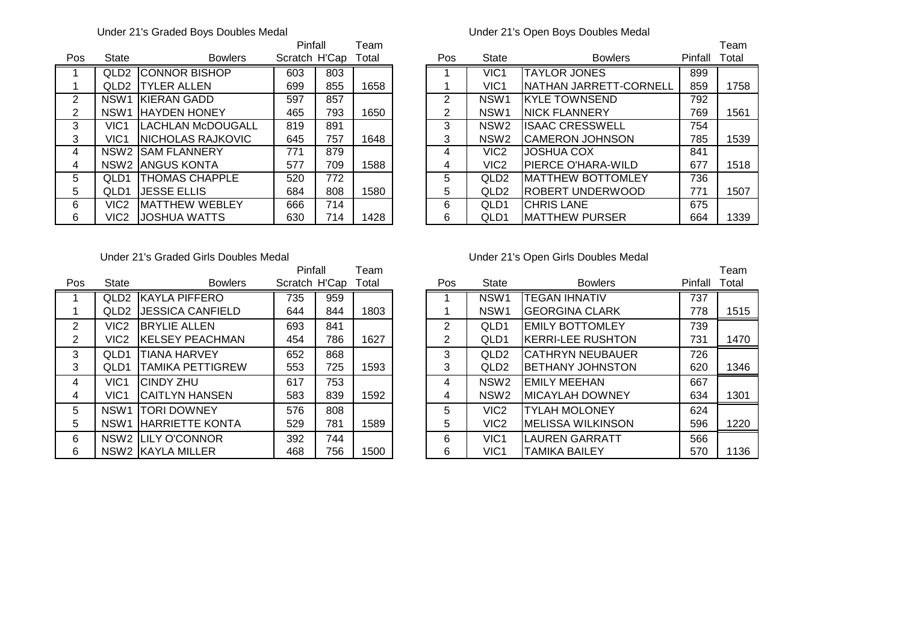## Under 21's Graded Boys Doubles Medal

| Pos | State | Bowlers | Pinfall Scratch | Pinfall H'Cap | Team Total |
|---|---|---|---|---|---|
| 1 | QLD2 | CONNOR BISHOP | 603 | 803 | |
| 1 | QLD2 | TYLER ALLEN | 699 | 855 | 1658 |
| 2 | NSW1 | KIERAN GADD | 597 | 857 | |
| 2 | NSW1 | HAYDEN HONEY | 465 | 793 | 1650 |
| 3 | VIC1 | LACHLAN McDOUGALL | 819 | 891 | |
| 3 | VIC1 | NICHOLAS RAJKOVIC | 645 | 757 | 1648 |
| 4 | NSW2 | SAM FLANNERY | 771 | 879 | |
| 4 | NSW2 | ANGUS KONTA | 577 | 709 | 1588 |
| 5 | QLD1 | THOMAS CHAPPLE | 520 | 772 | |
| 5 | QLD1 | JESSE ELLIS | 684 | 808 | 1580 |
| 6 | VIC2 | MATTHEW WEBLEY | 666 | 714 | |
| 6 | VIC2 | JOSHUA WATTS | 630 | 714 | 1428 |

## Under 21's Open Boys Doubles Medal

| Pos | State | Bowlers | Pinfall | Team Total |
|---|---|---|---|---|
| 1 | VIC1 | TAYLOR JONES | 899 | |
| 1 | VIC1 | NATHAN JARRETT-CORNELL | 859 | 1758 |
| 2 | NSW1 | KYLE TOWNSEND | 792 | |
| 2 | NSW1 | NICK FLANNERY | 769 | 1561 |
| 3 | NSW2 | ISAAC CRESSWELL | 754 | |
| 3 | NSW2 | CAMERON JOHNSON | 785 | 1539 |
| 4 | VIC2 | JOSHUA COX | 841 | |
| 4 | VIC2 | PIERCE O'HARA-WILD | 677 | 1518 |
| 5 | QLD2 | MATTHEW BOTTOMLEY | 736 | |
| 5 | QLD2 | ROBERT UNDERWOOD | 771 | 1507 |
| 6 | QLD1 | CHRIS LANE | 675 | |
| 6 | QLD1 | MATTHEW PURSER | 664 | 1339 |

## Under 21's Graded Girls Doubles Medal

| Pos | State | Bowlers | Pinfall Scratch | Pinfall H'Cap | Team Total |
|---|---|---|---|---|---|
| 1 | QLD2 | KAYLA PIFFERO | 735 | 959 | |
| 1 | QLD2 | JESSICA CANFIELD | 644 | 844 | 1803 |
| 2 | VIC2 | BRYLIE ALLEN | 693 | 841 | |
| 2 | VIC2 | KELSEY PEACHMAN | 454 | 786 | 1627 |
| 3 | QLD1 | TIANA HARVEY | 652 | 868 | |
| 3 | QLD1 | TAMIKA PETTIGREW | 553 | 725 | 1593 |
| 4 | VIC1 | CINDY ZHU | 617 | 753 | |
| 4 | VIC1 | CAITLYN HANSEN | 583 | 839 | 1592 |
| 5 | NSW1 | TORI DOWNEY | 576 | 808 | |
| 5 | NSW1 | HARRIETTE KONTA | 529 | 781 | 1589 |
| 6 | NSW2 | LILY O'CONNOR | 392 | 744 | |
| 6 | NSW2 | KAYLA MILLER | 468 | 756 | 1500 |

## Under 21's Open Girls Doubles Medal

| Pos | State | Bowlers | Pinfall | Team Total |
|---|---|---|---|---|
| 1 | NSW1 | TEGAN IHNATIV | 737 | |
| 1 | NSW1 | GEORGINA CLARK | 778 | 1515 |
| 2 | QLD1 | EMILY BOTTOMLEY | 739 | |
| 2 | QLD1 | KERRI-LEE RUSHTON | 731 | 1470 |
| 3 | QLD2 | CATHRYN NEUBAUER | 726 | |
| 3 | QLD2 | BETHANY JOHNSTON | 620 | 1346 |
| 4 | NSW2 | EMILY MEEHAN | 667 | |
| 4 | NSW2 | MICAYLAH DOWNEY | 634 | 1301 |
| 5 | VIC2 | TYLAH MOLONEY | 624 | |
| 5 | VIC2 | MELISSA WILKINSON | 596 | 1220 |
| 6 | VIC1 | LAUREN GARRATT | 566 | |
| 6 | VIC1 | TAMIKA BAILEY | 570 | 1136 |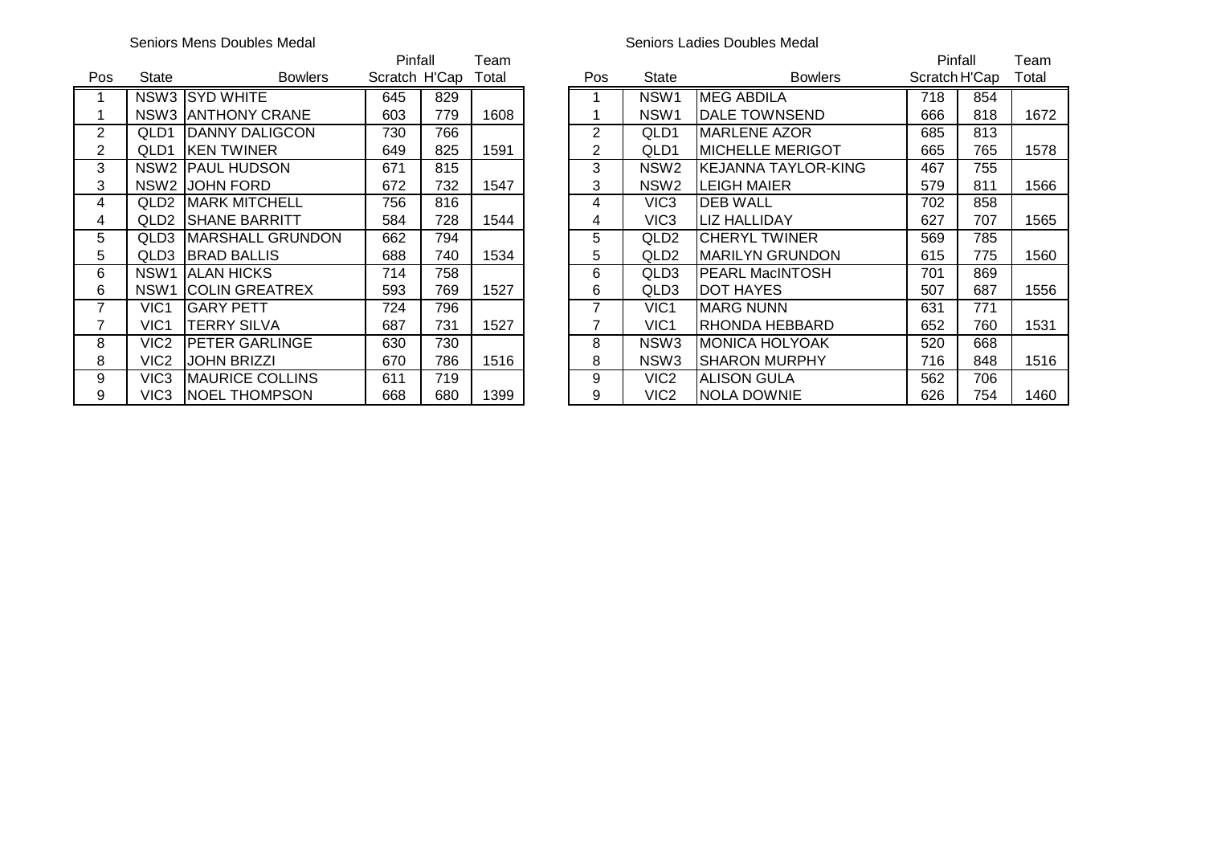## Seniors Mens Doubles Medal

| Pos | State | Bowlers | Pinfall Scratch | H'Cap | Team Total |
|---|---|---|---|---|---|
| 1 | NSW3 | SYD WHITE | 645 | 829 | |
| 1 | NSW3 | ANTHONY CRANE | 603 | 779 | 1608 |
| 2 | QLD1 | DANNY DALIGCON | 730 | 766 | |
| 2 | QLD1 | KEN TWINER | 649 | 825 | 1591 |
| 3 | NSW2 | PAUL HUDSON | 671 | 815 | |
| 3 | NSW2 | JOHN FORD | 672 | 732 | 1547 |
| 4 | QLD2 | MARK MITCHELL | 756 | 816 | |
| 4 | QLD2 | SHANE BARRITT | 584 | 728 | 1544 |
| 5 | QLD3 | MARSHALL GRUNDON | 662 | 794 | |
| 5 | QLD3 | BRAD BALLIS | 688 | 740 | 1534 |
| 6 | NSW1 | ALAN HICKS | 714 | 758 | |
| 6 | NSW1 | COLIN GREATREX | 593 | 769 | 1527 |
| 7 | VIC1 | GARY PETT | 724 | 796 | |
| 7 | VIC1 | TERRY SILVA | 687 | 731 | 1527 |
| 8 | VIC2 | PETER GARLINGE | 630 | 730 | |
| 8 | VIC2 | JOHN BRIZZI | 670 | 786 | 1516 |
| 9 | VIC3 | MAURICE COLLINS | 611 | 719 | |
| 9 | VIC3 | NOEL THOMPSON | 668 | 680 | 1399 |

## Seniors Ladies Doubles Medal

| Pos | State | Bowlers | Pinfall Scratch | H'Cap | Team Total |
|---|---|---|---|---|---|
| 1 | NSW1 | MEG ABDILA | 718 | 854 | |
| 1 | NSW1 | DALE TOWNSEND | 666 | 818 | 1672 |
| 2 | QLD1 | MARLENE AZOR | 685 | 813 | |
| 2 | QLD1 | MICHELLE MERIGOT | 665 | 765 | 1578 |
| 3 | NSW2 | KEJANNA TAYLOR-KING | 467 | 755 | |
| 3 | NSW2 | LEIGH MAIER | 579 | 811 | 1566 |
| 4 | VIC3 | DEB WALL | 702 | 858 | |
| 4 | VIC3 | LIZ HALLIDAY | 627 | 707 | 1565 |
| 5 | QLD2 | CHERYL TWINER | 569 | 785 | |
| 5 | QLD2 | MARILYN GRUNDON | 615 | 775 | 1560 |
| 6 | QLD3 | PEARL MacINTOSH | 701 | 869 | |
| 6 | QLD3 | DOT HAYES | 507 | 687 | 1556 |
| 7 | VIC1 | MARG NUNN | 631 | 771 | |
| 7 | VIC1 | RHONDA HEBBARD | 652 | 760 | 1531 |
| 8 | NSW3 | MONICA HOLYOAK | 520 | 668 | |
| 8 | NSW3 | SHARON MURPHY | 716 | 848 | 1516 |
| 9 | VIC2 | ALISON GULA | 562 | 706 | |
| 9 | VIC2 | NOLA DOWNIE | 626 | 754 | 1460 |